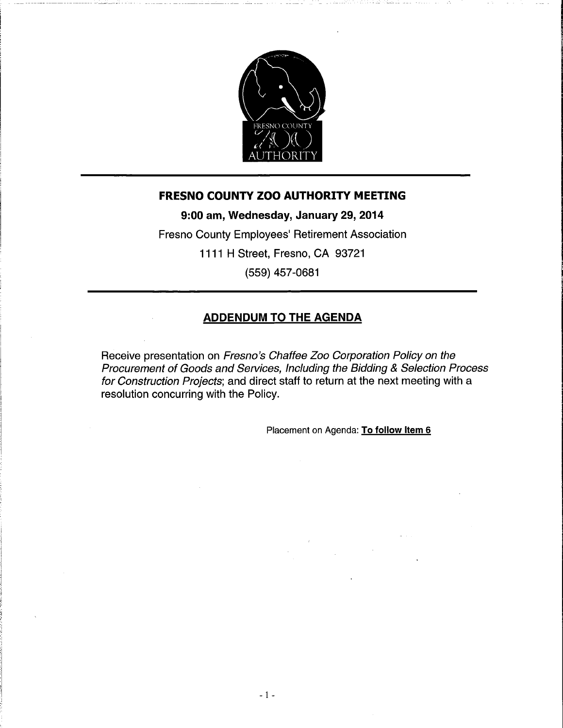# FRESNO COUNTY ZOO AUTHORITY MEETING

**9:00 am, Wednesday, January 29, 2014**

Fresno County Employees' Retirement Association

1111 H Street, Fresno, CA 93721

(559) 457-0681

## ADDENDUM TO THE AGENDA

Receive presentation on *Fresno's Chaffee Zoo Corporation Policy on the Procurement of Goods and Services, Including the Bidding & Selection Process for Construction Projects*; and direct staff to return at the next meeting with a resolution concurring with the Policy.

Placement on Agenda: **To follow Item 6**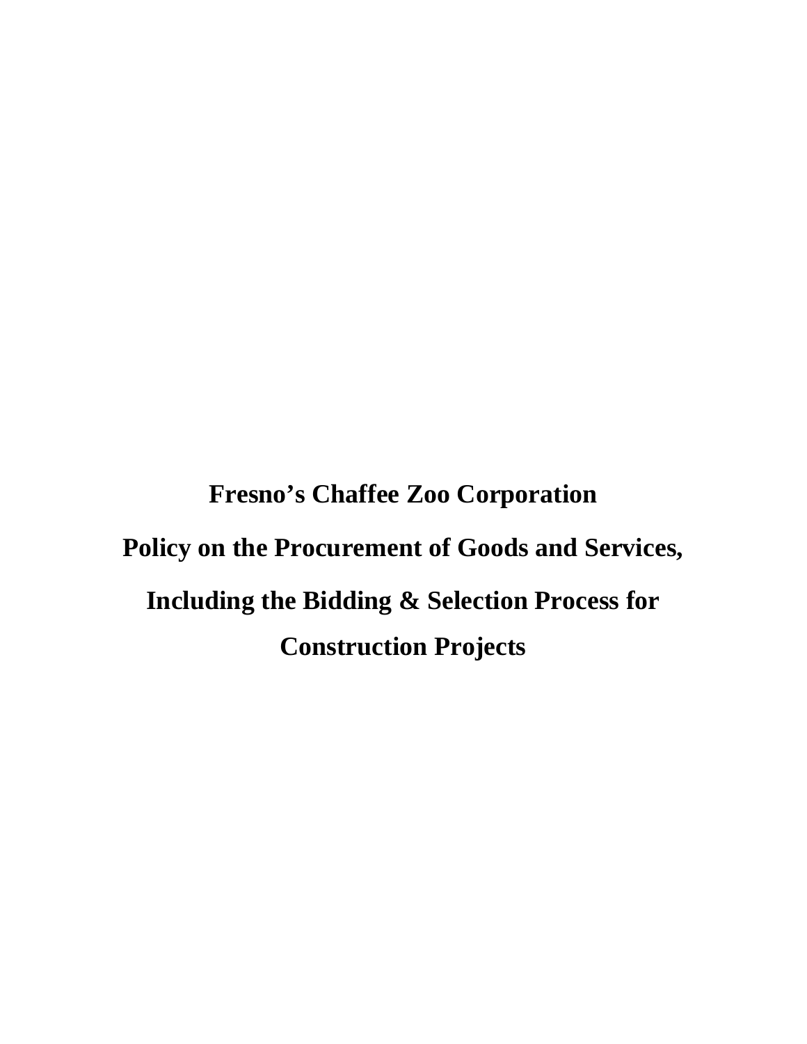# Fresno's Chaffee Zoo Corporation

# Policy on the Procurement of Goods and Services, Including the Bidding & Selection Process for Construction Projects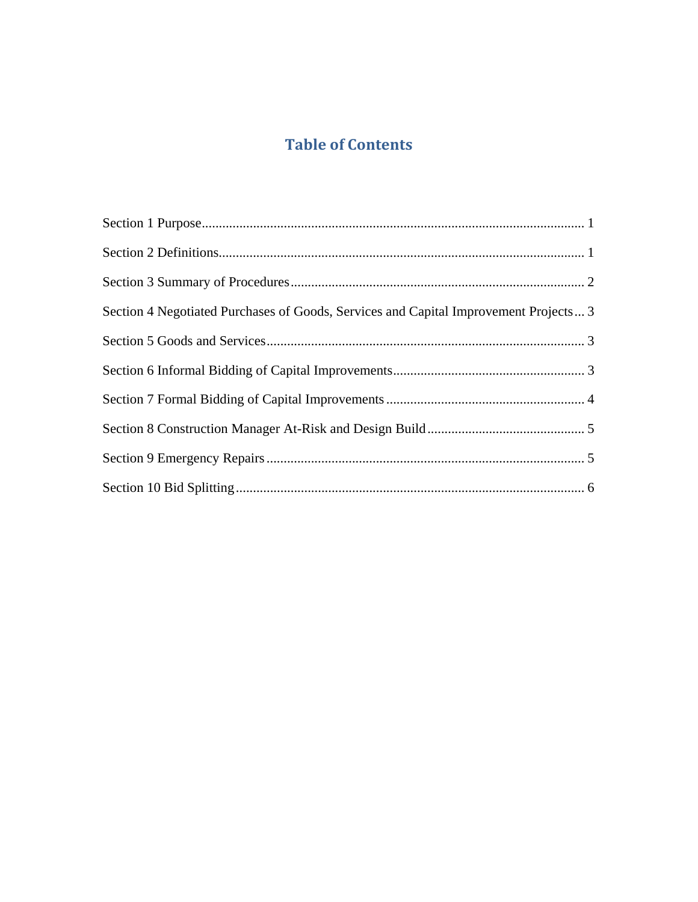# Table of Contents

Section 1 Purpose ..................................................................................................... 1

Section 2 Definitions .................................................................................................. 1

Section 3 Summary of Procedures ............................................................................... 2

Section 4 Negotiated Purchases of Goods, Services and Capital Improvement Projects ... 3

Section 5 Goods and Services ..................................................................................... 3

Section 6 Informal Bidding of Capital Improvements ..................................................... 3

Section 7 Formal Bidding of Capital Improvements ........................................................ 4

Section 8 Construction Manager At-Risk and Design Build ............................................. 5

Section 9 Emergency Repairs ...................................................................................... 5

Section 10 Bid Splitting ............................................................................................... 6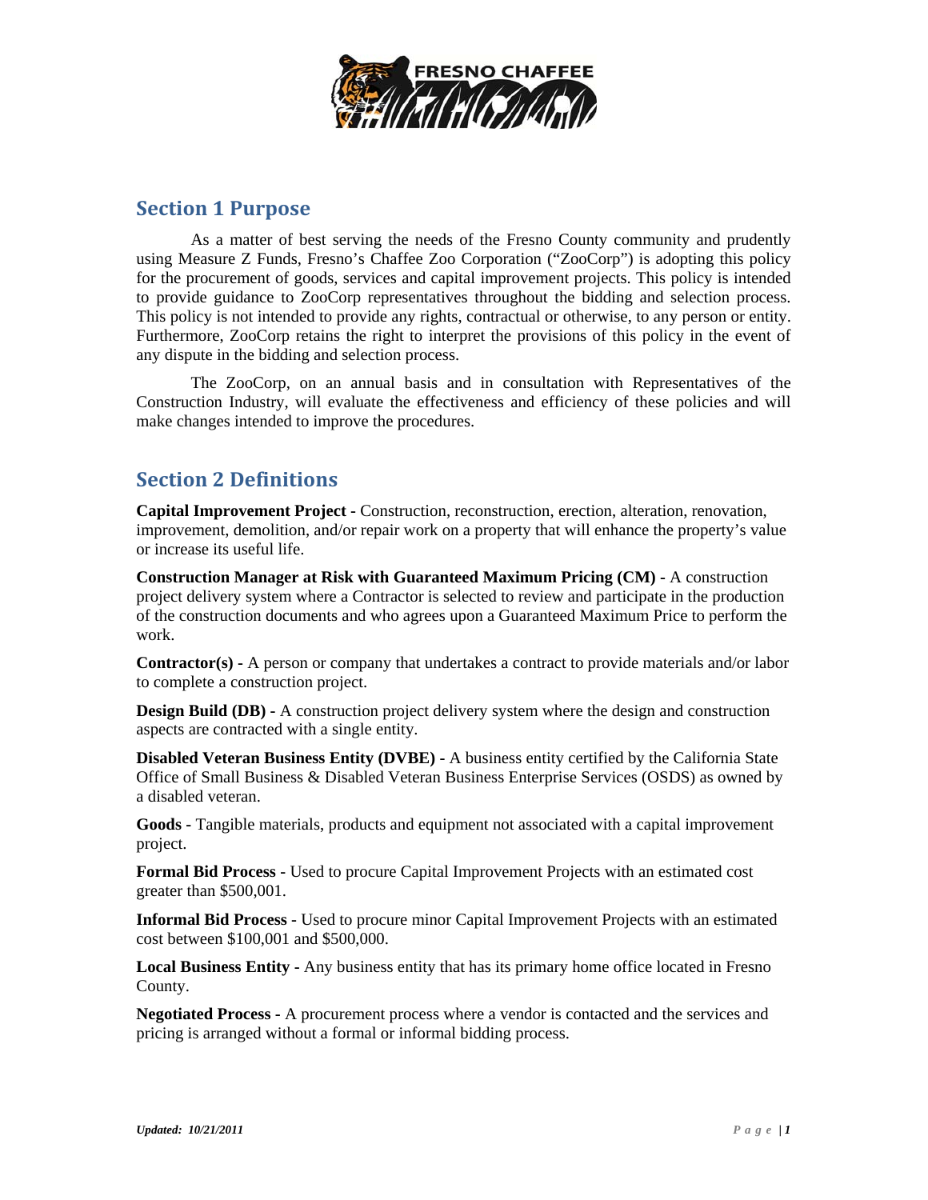## Section 1 Purpose

As a matter of best serving the needs of the Fresno County community and prudently using Measure Z Funds, Fresno's Chaffee Zoo Corporation ("ZooCorp") is adopting this policy for the procurement of goods, services and capital improvement projects. This policy is intended to provide guidance to ZooCorp representatives throughout the bidding and selection process. This policy is not intended to provide any rights, contractual or otherwise, to any person or entity. Furthermore, ZooCorp retains the right to interpret the provisions of this policy in the event of any dispute in the bidding and selection process.

The ZooCorp, on an annual basis and in consultation with Representatives of the Construction Industry, will evaluate the effectiveness and efficiency of these policies and will make changes intended to improve the procedures.

## Section 2 Definitions

**Capital Improvement Project -** Construction, reconstruction, erection, alteration, renovation, improvement, demolition, and/or repair work on a property that will enhance the property's value or increase its useful life.

**Construction Manager at Risk with Guaranteed Maximum Pricing (CM) -** A construction project delivery system where a Contractor is selected to review and participate in the production of the construction documents and who agrees upon a Guaranteed Maximum Price to perform the work.

**Contractor(s) -** A person or company that undertakes a contract to provide materials and/or labor to complete a construction project.

**Design Build (DB) -** A construction project delivery system where the design and construction aspects are contracted with a single entity.

**Disabled Veteran Business Entity (DVBE) -** A business entity certified by the California State Office of Small Business & Disabled Veteran Business Enterprise Services (OSDS) as owned by a disabled veteran.

**Goods -** Tangible materials, products and equipment not associated with a capital improvement project.

**Formal Bid Process -** Used to procure Capital Improvement Projects with an estimated cost greater than $500,001.

**Informal Bid Process -** Used to procure minor Capital Improvement Projects with an estimated cost between $100,001 and $500,000.

**Local Business Entity -** Any business entity that has its primary home office located in Fresno County.

**Negotiated Process -** A procurement process where a vendor is contacted and the services and pricing is arranged without a formal or informal bidding process.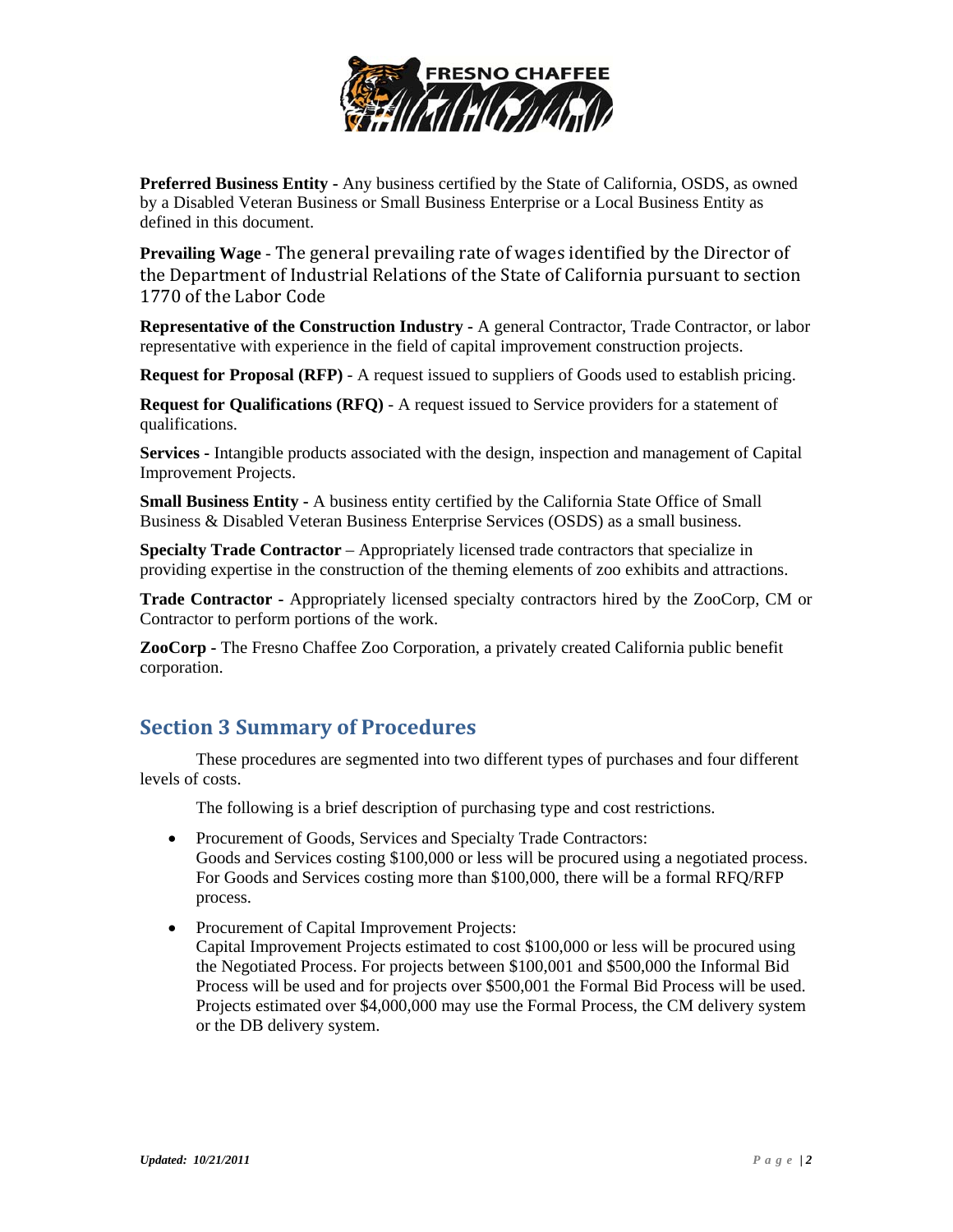**Preferred Business Entity** - Any business certified by the State of California, OSDS, as owned by a Disabled Veteran Business or Small Business Enterprise or a Local Business Entity as defined in this document.

**Prevailing Wage** - The general prevailing rate of wages identified by the Director of the Department of Industrial Relations of the State of California pursuant to section 1770 of the Labor Code

**Representative of the Construction Industry** - A general Contractor, Trade Contractor, or labor representative with experience in the field of capital improvement construction projects.

**Request for Proposal (RFP)** - A request issued to suppliers of Goods used to establish pricing.

**Request for Qualifications (RFQ)** - A request issued to Service providers for a statement of qualifications.

**Services** - Intangible products associated with the design, inspection and management of Capital Improvement Projects.

**Small Business Entity** - A business entity certified by the California State Office of Small Business & Disabled Veteran Business Enterprise Services (OSDS) as a small business.

**Specialty Trade Contractor** – Appropriately licensed trade contractors that specialize in providing expertise in the construction of the theming elements of zoo exhibits and attractions.

**Trade Contractor** - Appropriately licensed specialty contractors hired by the ZooCorp, CM or Contractor to perform portions of the work.

**ZooCorp** - The Fresno Chaffee Zoo Corporation, a privately created California public benefit corporation.

## Section 3 Summary of Procedures

These procedures are segmented into two different types of purchases and four different levels of costs.

The following is a brief description of purchasing type and cost restrictions.

- Procurement of Goods, Services and Specialty Trade Contractors:
  Goods and Services costing $100,000 or less will be procured using a negotiated process. For Goods and Services costing more than $100,000, there will be a formal RFQ/RFP process.
- Procurement of Capital Improvement Projects:
  Capital Improvement Projects estimated to cost $100,000 or less will be procured using the Negotiated Process. For projects between $100,001 and $500,000 the Informal Bid Process will be used and for projects over $500,001 the Formal Bid Process will be used. Projects estimated over $4,000,000 may use the Formal Process, the CM delivery system or the DB delivery system.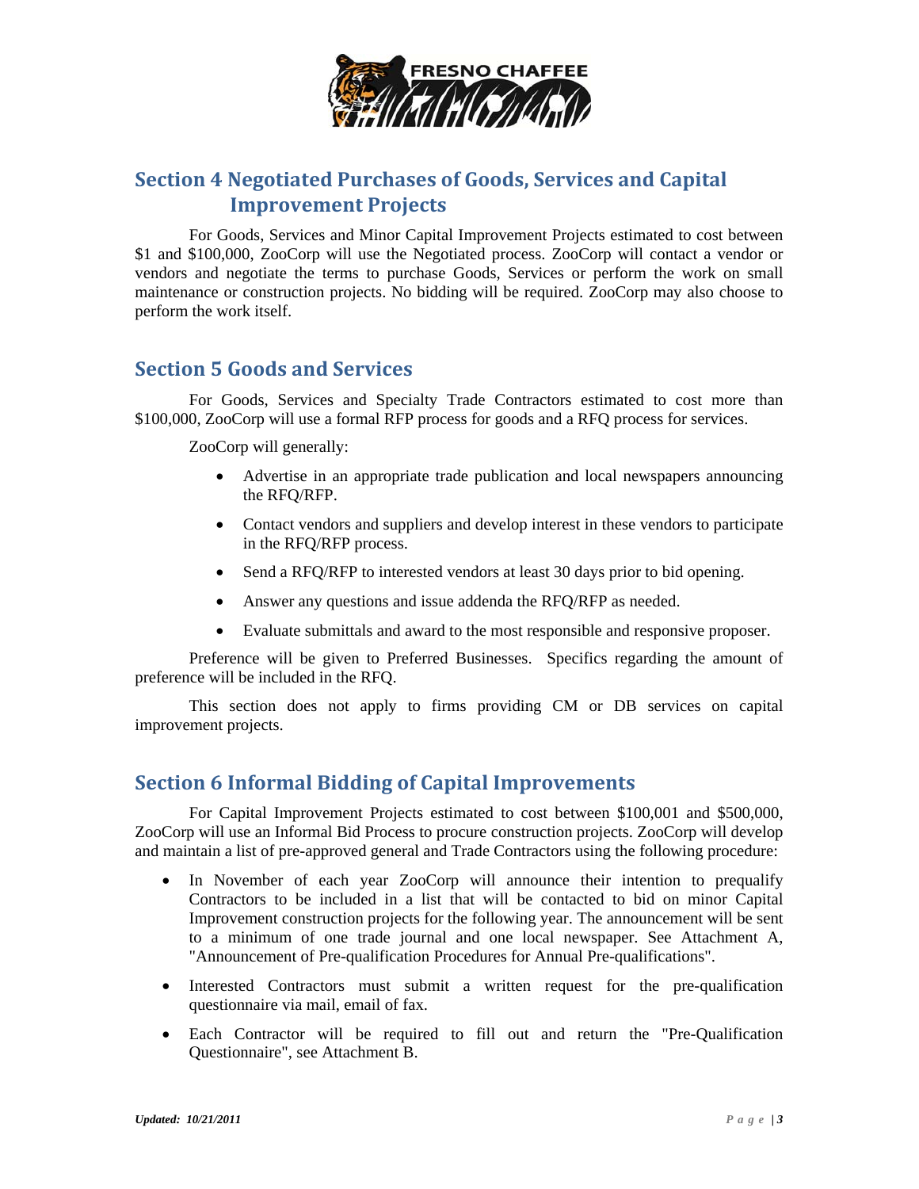## Section 4 Negotiated Purchases of Goods, Services and Capital Improvement Projects

For Goods, Services and Minor Capital Improvement Projects estimated to cost between $1 and $100,000, ZooCorp will use the Negotiated process. ZooCorp will contact a vendor or vendors and negotiate the terms to purchase Goods, Services or perform the work on small maintenance or construction projects. No bidding will be required. ZooCorp may also choose to perform the work itself.

## Section 5 Goods and Services

For Goods, Services and Specialty Trade Contractors estimated to cost more than $100,000, ZooCorp will use a formal RFP process for goods and a RFQ process for services.

ZooCorp will generally:

- Advertise in an appropriate trade publication and local newspapers announcing the RFQ/RFP.
- Contact vendors and suppliers and develop interest in these vendors to participate in the RFQ/RFP process.
- Send a RFQ/RFP to interested vendors at least 30 days prior to bid opening.
- Answer any questions and issue addenda the RFQ/RFP as needed.
- Evaluate submittals and award to the most responsible and responsive proposer.

Preference will be given to Preferred Businesses. Specifics regarding the amount of preference will be included in the RFQ.

This section does not apply to firms providing CM or DB services on capital improvement projects.

## Section 6 Informal Bidding of Capital Improvements

For Capital Improvement Projects estimated to cost between $100,001 and $500,000, ZooCorp will use an Informal Bid Process to procure construction projects. ZooCorp will develop and maintain a list of pre-approved general and Trade Contractors using the following procedure:

- In November of each year ZooCorp will announce their intention to prequalify Contractors to be included in a list that will be contacted to bid on minor Capital Improvement construction projects for the following year. The announcement will be sent to a minimum of one trade journal and one local newspaper. See Attachment A, "Announcement of Pre-qualification Procedures for Annual Pre-qualifications".
- Interested Contractors must submit a written request for the pre-qualification questionnaire via mail, email of fax.
- Each Contractor will be required to fill out and return the "Pre-Qualification Questionnaire", see Attachment B.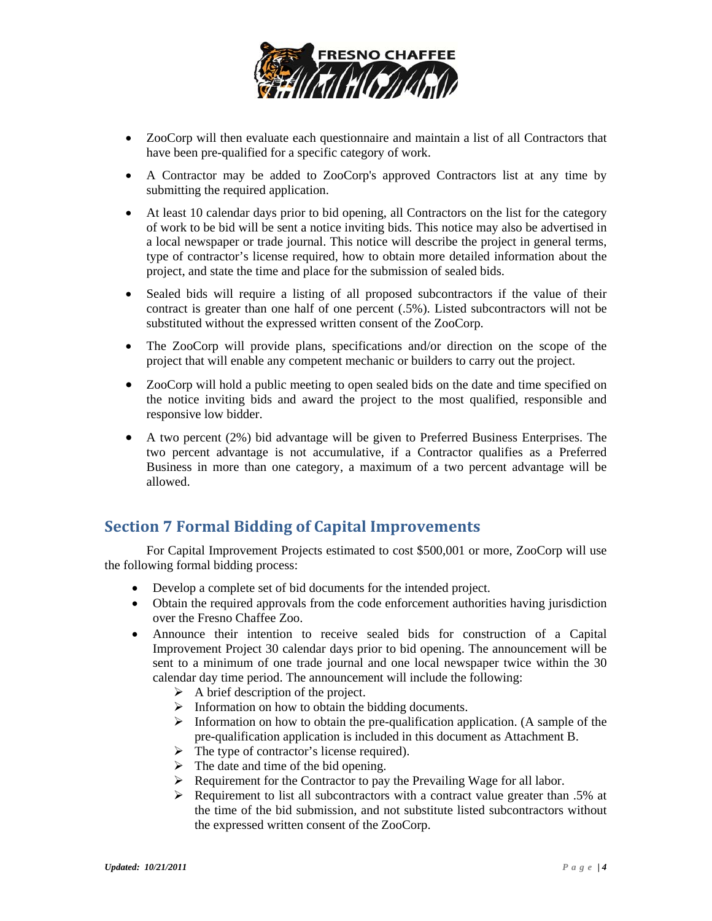- ZooCorp will then evaluate each questionnaire and maintain a list of all Contractors that have been pre-qualified for a specific category of work.
- A Contractor may be added to ZooCorp's approved Contractors list at any time by submitting the required application.
- At least 10 calendar days prior to bid opening, all Contractors on the list for the category of work to be bid will be sent a notice inviting bids. This notice may also be advertised in a local newspaper or trade journal. This notice will describe the project in general terms, type of contractor's license required, how to obtain more detailed information about the project, and state the time and place for the submission of sealed bids.
- Sealed bids will require a listing of all proposed subcontractors if the value of their contract is greater than one half of one percent (.5%). Listed subcontractors will not be substituted without the expressed written consent of the ZooCorp.
- The ZooCorp will provide plans, specifications and/or direction on the scope of the project that will enable any competent mechanic or builders to carry out the project.
- ZooCorp will hold a public meeting to open sealed bids on the date and time specified on the notice inviting bids and award the project to the most qualified, responsible and responsive low bidder.
- A two percent (2%) bid advantage will be given to Preferred Business Enterprises. The two percent advantage is not accumulative, if a Contractor qualifies as a Preferred Business in more than one category, a maximum of a two percent advantage will be allowed.

## Section 7 Formal Bidding of Capital Improvements

For Capital Improvement Projects estimated to cost $500,001 or more, ZooCorp will use the following formal bidding process:

- Develop a complete set of bid documents for the intended project.
- Obtain the required approvals from the code enforcement authorities having jurisdiction over the Fresno Chaffee Zoo.
- Announce their intention to receive sealed bids for construction of a Capital Improvement Project 30 calendar days prior to bid opening. The announcement will be sent to a minimum of one trade journal and one local newspaper twice within the 30 calendar day time period. The announcement will include the following:
  - A brief description of the project.
  - Information on how to obtain the bidding documents.
  - Information on how to obtain the pre-qualification application. (A sample of the pre-qualification application is included in this document as Attachment B.
  - The type of contractor's license required).
  - The date and time of the bid opening.
  - Requirement for the Contractor to pay the Prevailing Wage for all labor.
  - Requirement to list all subcontractors with a contract value greater than .5% at the time of the bid submission, and not substitute listed subcontractors without the expressed written consent of the ZooCorp.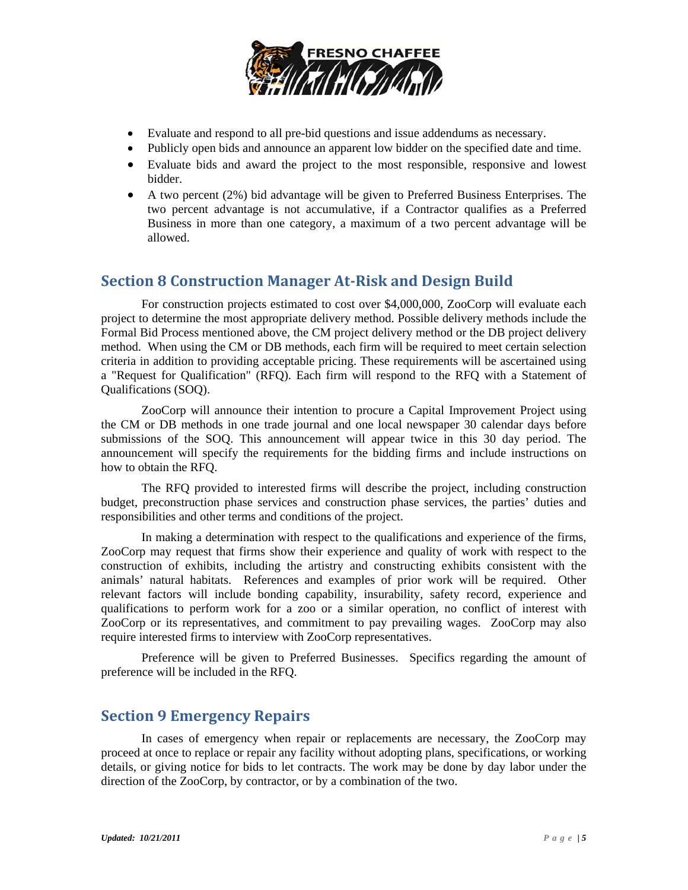- Evaluate and respond to all pre-bid questions and issue addendums as necessary.
- Publicly open bids and announce an apparent low bidder on the specified date and time.
- Evaluate bids and award the project to the most responsible, responsive and lowest bidder.
- A two percent (2%) bid advantage will be given to Preferred Business Enterprises. The two percent advantage is not accumulative, if a Contractor qualifies as a Preferred Business in more than one category, a maximum of a two percent advantage will be allowed.

## Section 8 Construction Manager At-Risk and Design Build

For construction projects estimated to cost over $4,000,000, ZooCorp will evaluate each project to determine the most appropriate delivery method. Possible delivery methods include the Formal Bid Process mentioned above, the CM project delivery method or the DB project delivery method. When using the CM or DB methods, each firm will be required to meet certain selection criteria in addition to providing acceptable pricing. These requirements will be ascertained using a "Request for Qualification" (RFQ). Each firm will respond to the RFQ with a Statement of Qualifications (SOQ).

ZooCorp will announce their intention to procure a Capital Improvement Project using the CM or DB methods in one trade journal and one local newspaper 30 calendar days before submissions of the SOQ. This announcement will appear twice in this 30 day period. The announcement will specify the requirements for the bidding firms and include instructions on how to obtain the RFQ.

The RFQ provided to interested firms will describe the project, including construction budget, preconstruction phase services and construction phase services, the parties' duties and responsibilities and other terms and conditions of the project.

In making a determination with respect to the qualifications and experience of the firms, ZooCorp may request that firms show their experience and quality of work with respect to the construction of exhibits, including the artistry and constructing exhibits consistent with the animals' natural habitats. References and examples of prior work will be required. Other relevant factors will include bonding capability, insurability, safety record, experience and qualifications to perform work for a zoo or a similar operation, no conflict of interest with ZooCorp or its representatives, and commitment to pay prevailing wages. ZooCorp may also require interested firms to interview with ZooCorp representatives.

Preference will be given to Preferred Businesses. Specifics regarding the amount of preference will be included in the RFQ.

## Section 9 Emergency Repairs

In cases of emergency when repair or replacements are necessary, the ZooCorp may proceed at once to replace or repair any facility without adopting plans, specifications, or working details, or giving notice for bids to let contracts. The work may be done by day labor under the direction of the ZooCorp, by contractor, or by a combination of the two.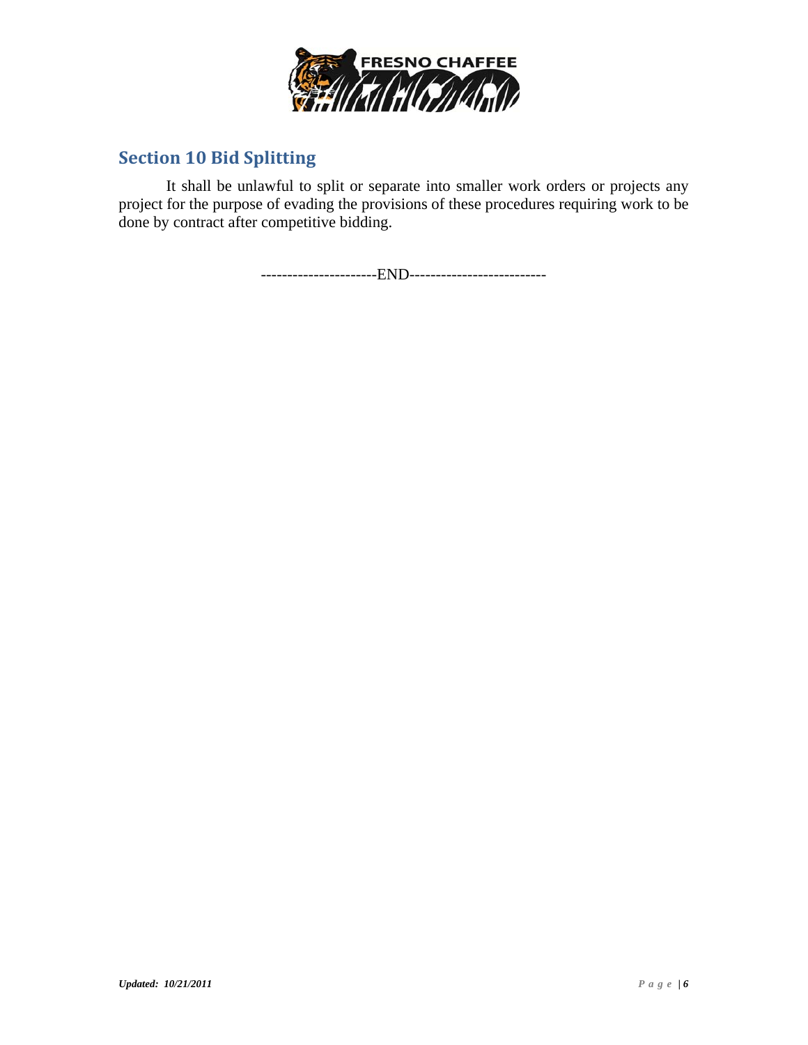## Section 10 Bid Splitting

It shall be unlawful to split or separate into smaller work orders or projects any project for the purpose of evading the provisions of these procedures requiring work to be done by contract after competitive bidding.

----------------------END--------------------------